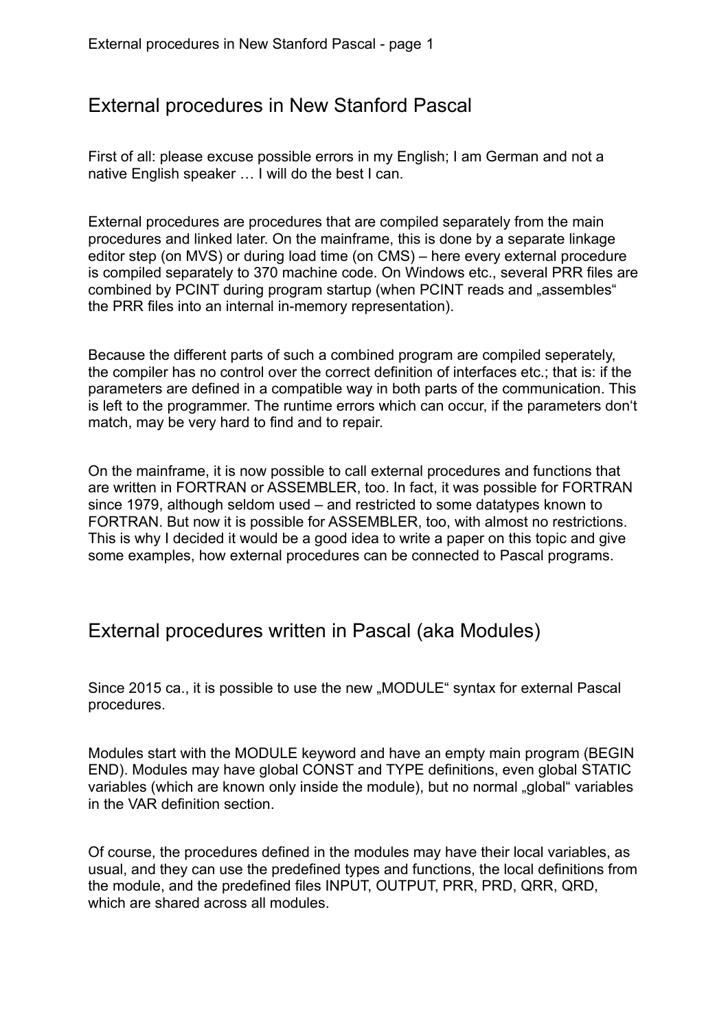# External procedures in New Stanford Pascal

First of all: please excuse possible errors in my English; I am German and not a native English speaker … I will do the best I can.

External procedures are procedures that are compiled separately from the main procedures and linked later. On the mainframe, this is done by a separate linkage editor step (on MVS) or during load time (on CMS) – here every external procedure is compiled separately to 370 machine code. On Windows etc., several PRR files are combined by PCINT during program startup (when PCINT reads and „assembles" the PRR files into an internal in-memory representation).

Because the different parts of such a combined program are compiled seperately, the compiler has no control over the correct definition of interfaces etc.; that is: if the parameters are defined in a compatible way in both parts of the communication. This is left to the programmer. The runtime errors which can occur, if the parameters don't match, may be very hard to find and to repair.

On the mainframe, it is now possible to call external procedures and functions that are written in FORTRAN or ASSEMBLER, too. In fact, it was possible for FORTRAN since 1979, although seldom used – and restricted to some datatypes known to FORTRAN. But now it is possible for ASSEMBLER, too, with almost no restrictions. This is why I decided it would be a good idea to write a paper on this topic and give some examples, how external procedures can be connected to Pascal programs.

## External procedures written in Pascal (aka Modules)

Since 2015 ca., it is possible to use the new „MODULE" syntax for external Pascal procedures.

Modules start with the MODULE keyword and have an empty main program (BEGIN END). Modules may have global CONST and TYPE definitions, even global STATIC variables (which are known only inside the module), but no normal „global" variables in the VAR definition section.

Of course, the procedures defined in the modules may have their local variables, as usual, and they can use the predefined types and functions, the local definitions from the module, and the predefined files INPUT, OUTPUT, PRR, PRD, QRR, QRD, which are shared across all modules.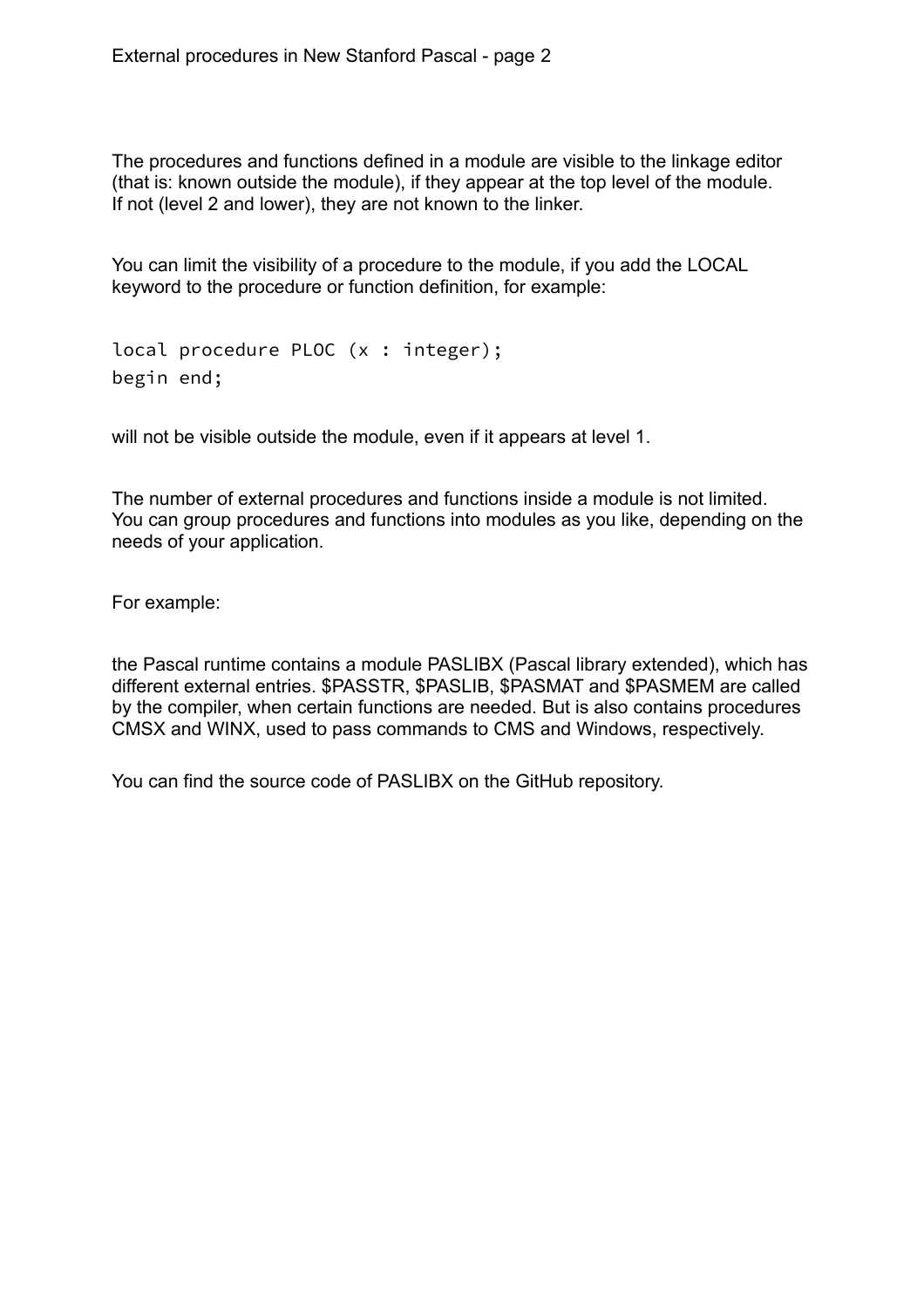The procedures and functions defined in a module are visible to the linkage editor (that is: known outside the module), if they appear at the top level of the module. If not (level 2 and lower), they are not known to the linker.

You can limit the visibility of a procedure to the module, if you add the LOCAL keyword to the procedure or function definition, for example:

```
local procedure PLOC (x : integer);
begin end;
```

will not be visible outside the module, even if it appears at level 1.

The number of external procedures and functions inside a module is not limited. You can group procedures and functions into modules as you like, depending on the needs of your application.

For example:

the Pascal runtime contains a module PASLIBX (Pascal library extended), which has different external entries. $PASSTR, $PASLIB, $PASMAT and $PASMEM are called by the compiler, when certain functions are needed. But is also contains procedures CMSX and WINX, used to pass commands to CMS and Windows, respectively.

You can find the source code of PASLIBX on the GitHub repository.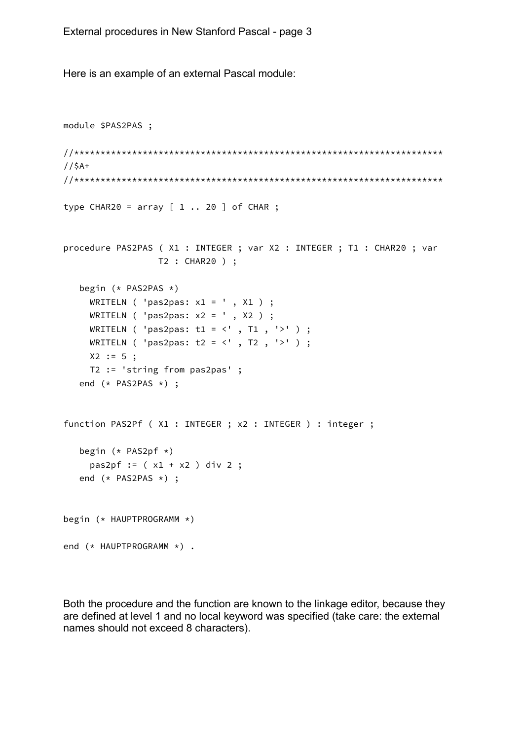Here is an example of an external Pascal module:

```
module $PAS2PAS ;

//**********************************************************************
//$A+
//**********************************************************************

type CHAR20 = array [ 1 .. 20 ] of CHAR ;


procedure PAS2PAS ( X1 : INTEGER ; var X2 : INTEGER ; T1 : CHAR20 ; var
                  T2 : CHAR20 ) ;

   begin (* PAS2PAS *)
     WRITELN ( 'pas2pas: x1 = ' , X1 ) ;
     WRITELN ( 'pas2pas: x2 = ' , X2 ) ;
     WRITELN ( 'pas2pas: t1 = <' , T1 , '>' ) ;
     WRITELN ( 'pas2pas: t2 = <' , T2 , '>' ) ;
     X2 := 5 ;
     T2 := 'string from pas2pas' ;
   end (* PAS2PAS *) ;


function PAS2Pf ( X1 : INTEGER ; x2 : INTEGER ) : integer ;

   begin (* PAS2pf *)
     pas2pf := ( x1 + x2 ) div 2 ;
   end (* PAS2PAS *) ;


begin (* HAUPTPROGRAMM *)

end (* HAUPTPROGRAMM *) .
```

Both the procedure and the function are known to the linkage editor, because they are defined at level 1 and no local keyword was specified (take care: the external names should not exceed 8 characters).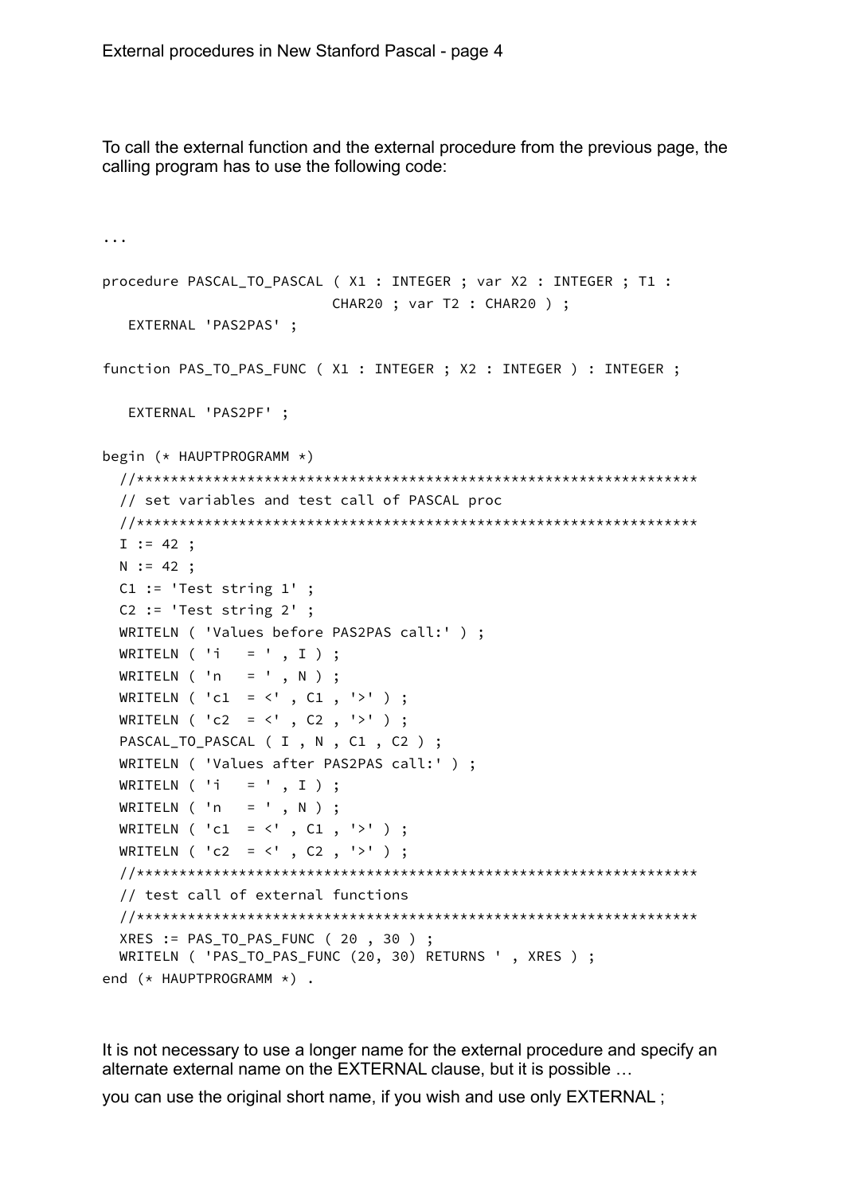To call the external function and the external procedure from the previous page, the calling program has to use the following code:

```
...

procedure PASCAL_TO_PASCAL ( X1 : INTEGER ; var X2 : INTEGER ; T1 :
                             CHAR20 ; var T2 : CHAR20 ) ;
   EXTERNAL 'PAS2PAS' ;

function PAS_TO_PAS_FUNC ( X1 : INTEGER ; X2 : INTEGER ) : INTEGER ;

   EXTERNAL 'PAS2PF' ;

begin (* HAUPTPROGRAMM *)
  //****************************************************************
  // set variables and test call of PASCAL proc
  //****************************************************************
  I := 42 ;
  N := 42 ;
  C1 := 'Test string 1' ;
  C2 := 'Test string 2' ;
  WRITELN ( 'Values before PAS2PAS call:' ) ;
  WRITELN ( 'i   = ' , I ) ;
  WRITELN ( 'n   = ' , N ) ;
  WRITELN ( 'c1  = <' , C1 , '>' ) ;
  WRITELN ( 'c2  = <' , C2 , '>' ) ;
  PASCAL_TO_PASCAL ( I , N , C1 , C2 ) ;
  WRITELN ( 'Values after PAS2PAS call:' ) ;
  WRITELN ( 'i   = ' , I ) ;
  WRITELN ( 'n   = ' , N ) ;
  WRITELN ( 'c1  = <' , C1 , '>' ) ;
  WRITELN ( 'c2  = <' , C2 , '>' ) ;
  //****************************************************************
  // test call of external functions
  //****************************************************************
  XRES := PAS_TO_PAS_FUNC ( 20 , 30 ) ;
  WRITELN ( 'PAS_TO_PAS_FUNC (20, 30) RETURNS ' , XRES ) ;
end (* HAUPTPROGRAMM *) .
```

It is not necessary to use a longer name for the external procedure and specify an alternate external name on the EXTERNAL clause, but it is possible …

you can use the original short name, if you wish and use only EXTERNAL ;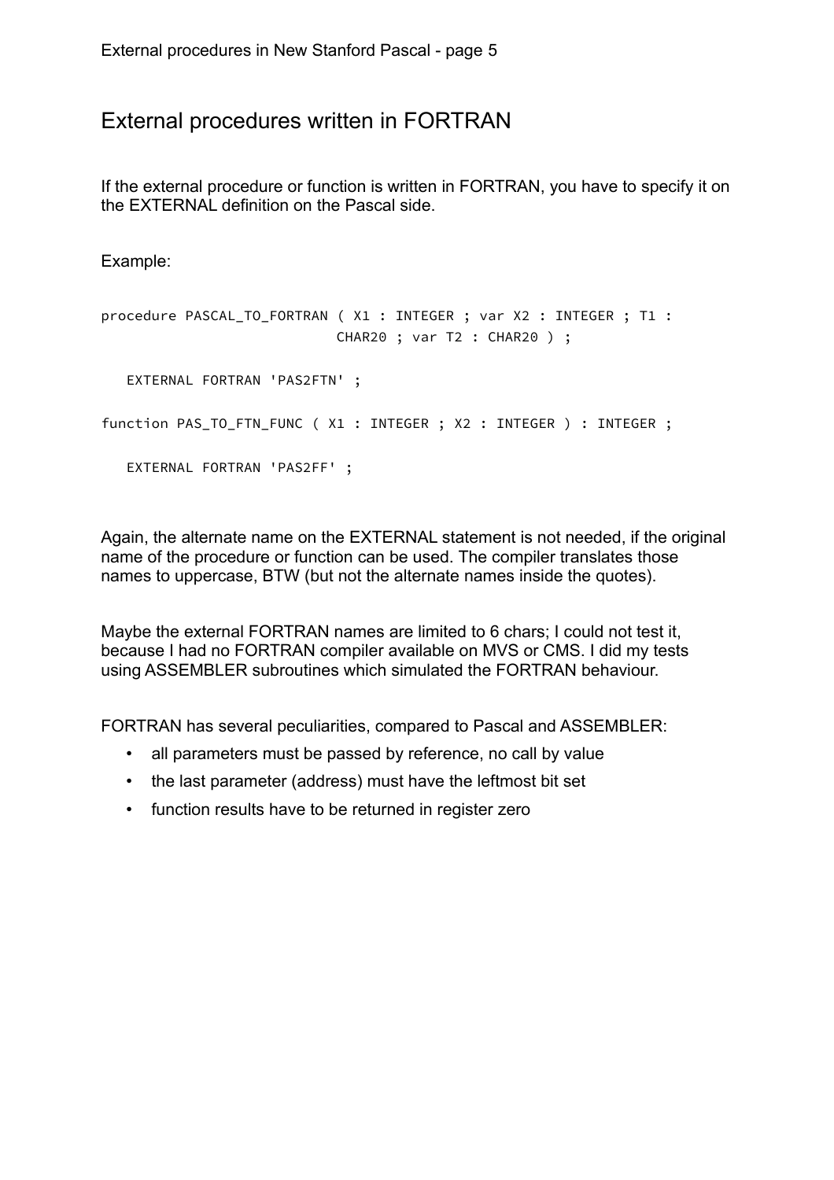## External procedures written in FORTRAN

If the external procedure or function is written in FORTRAN, you have to specify it on the EXTERNAL definition on the Pascal side.

Example:

```
procedure PASCAL_TO_FORTRAN ( X1 : INTEGER ; var X2 : INTEGER ; T1 :
                              CHAR20 ; var T2 : CHAR20 ) ;

   EXTERNAL FORTRAN 'PAS2FTN' ;

function PAS_TO_FTN_FUNC ( X1 : INTEGER ; X2 : INTEGER ) : INTEGER ;

   EXTERNAL FORTRAN 'PAS2FF' ;
```

Again, the alternate name on the EXTERNAL statement is not needed, if the original name of the procedure or function can be used. The compiler translates those names to uppercase, BTW (but not the alternate names inside the quotes).

Maybe the external FORTRAN names are limited to 6 chars; I could not test it, because I had no FORTRAN compiler available on MVS or CMS. I did my tests using ASSEMBLER subroutines which simulated the FORTRAN behaviour.

FORTRAN has several peculiarities, compared to Pascal and ASSEMBLER:

- all parameters must be passed by reference, no call by value
- the last parameter (address) must have the leftmost bit set
- function results have to be returned in register zero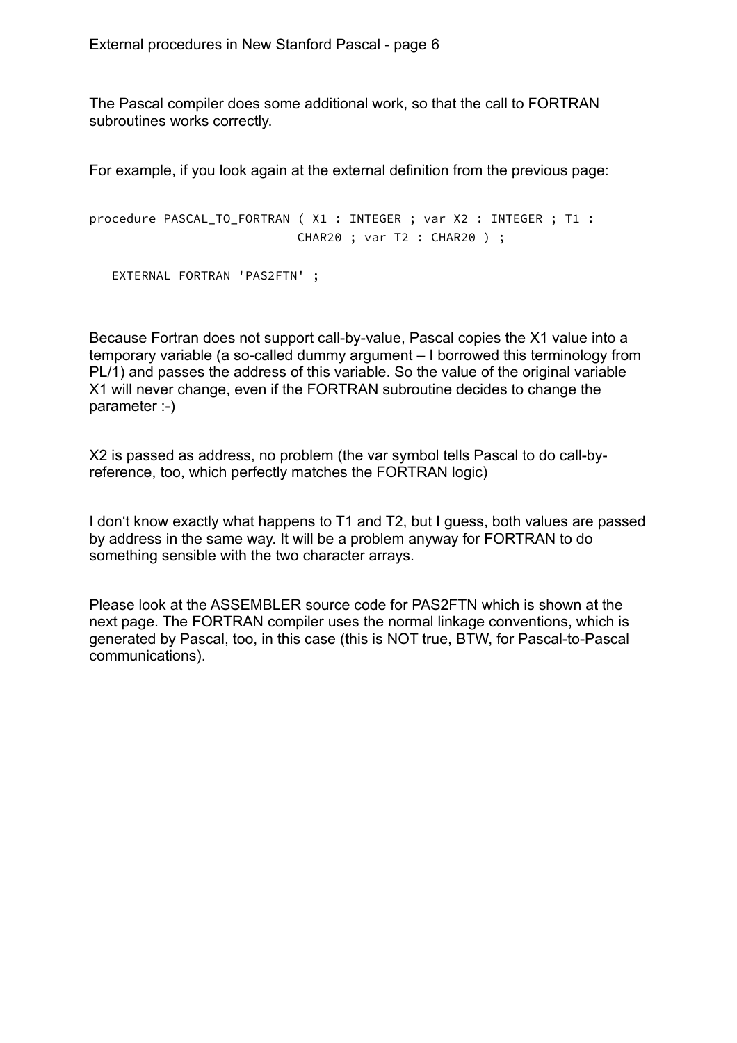The Pascal compiler does some additional work, so that the call to FORTRAN subroutines works correctly.

For example, if you look again at the external definition from the previous page:

```
procedure PASCAL_TO_FORTRAN ( X1 : INTEGER ; var X2 : INTEGER ; T1 :
                              CHAR20 ; var T2 : CHAR20 ) ;

   EXTERNAL FORTRAN 'PAS2FTN' ;
```

Because Fortran does not support call-by-value, Pascal copies the X1 value into a temporary variable (a so-called dummy argument – I borrowed this terminology from PL/1) and passes the address of this variable. So the value of the original variable X1 will never change, even if the FORTRAN subroutine decides to change the parameter :-)

X2 is passed as address, no problem (the var symbol tells Pascal to do call-by-reference, too, which perfectly matches the FORTRAN logic)

I don't know exactly what happens to T1 and T2, but I guess, both values are passed by address in the same way. It will be a problem anyway for FORTRAN to do something sensible with the two character arrays.

Please look at the ASSEMBLER source code for PAS2FTN which is shown at the next page. The FORTRAN compiler uses the normal linkage conventions, which is generated by Pascal, too, in this case (this is NOT true, BTW, for Pascal-to-Pascal communications).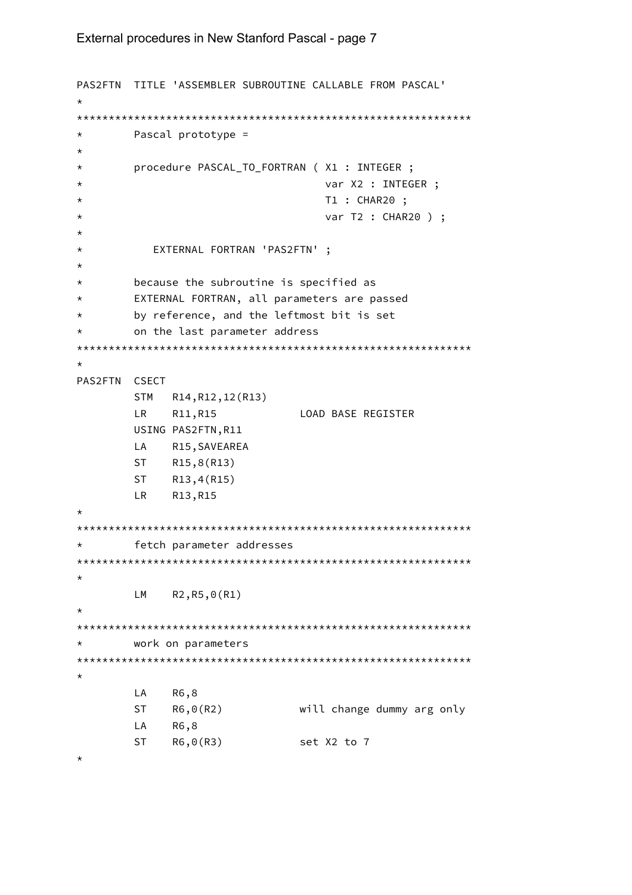```
PAS2FTN  TITLE 'ASSEMBLER SUBROUTINE CALLABLE FROM PASCAL'
*
************************************************************
*        Pascal prototype =
*
*        procedure PASCAL_TO_FORTRAN ( X1 : INTEGER ;
*                                      var X2 : INTEGER ;
*                                      T1 : CHAR20 ;
*                                      var T2 : CHAR20 ) ;
*
*           EXTERNAL FORTRAN 'PAS2FTN' ;
*
*        because the subroutine is specified as
*        EXTERNAL FORTRAN, all parameters are passed
*        by reference, and the leftmost bit is set
*        on the last parameter address
************************************************************
*
PAS2FTN  CSECT
         STM   R14,R12,12(R13)
         LR    R11,R15             LOAD BASE REGISTER
         USING PAS2FTN,R11
         LA    R15,SAVEAREA
         ST    R15,8(R13)
         ST    R13,4(R15)
         LR    R13,R15
*
************************************************************
*        fetch parameter addresses
************************************************************
*
         LM    R2,R5,0(R1)
*
************************************************************
*        work on parameters
************************************************************
*
         LA    R6,8
         ST    R6,0(R2)            will change dummy arg only
         LA    R6,8
         ST    R6,0(R3)            set X2 to 7
*
```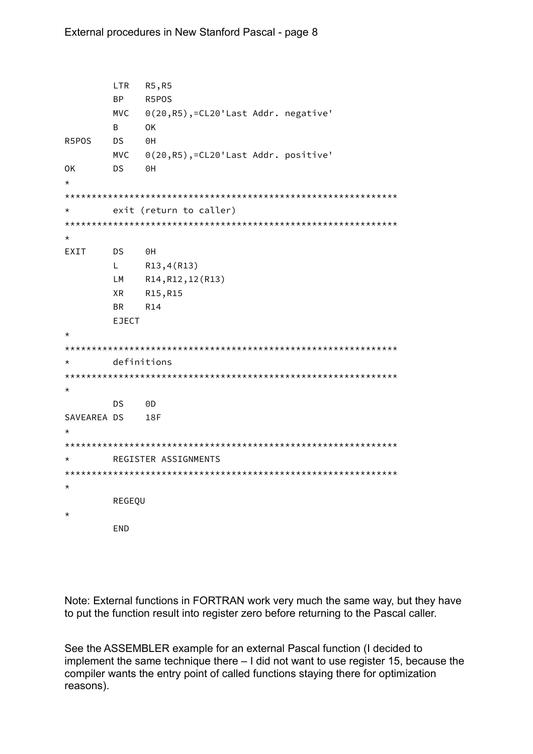```
         LTR   R5,R5
         BP    R5POS
         MVC   0(20,R5),=CL20'Last Addr. negative'
         B     OK
R5POS    DS    0H
         MVC   0(20,R5),=CL20'Last Addr. positive'
OK       DS    0H
*
*************************************************************
*        exit (return to caller)
*************************************************************
*
EXIT     DS    0H
         L     R13,4(R13)
         LM    R14,R12,12(R13)
         XR    R15,R15
         BR    R14
         EJECT
*
*************************************************************
*        definitions
*************************************************************
*
         DS    0D
SAVEAREA DS    18F
*
*************************************************************
*        REGISTER ASSIGNMENTS
*************************************************************
*
         REGEQU
*
         END
```

Note: External functions in FORTRAN work very much the same way, but they have to put the function result into register zero before returning to the Pascal caller.

See the ASSEMBLER example for an external Pascal function (I decided to implement the same technique there – I did not want to use register 15, because the compiler wants the entry point of called functions staying there for optimization reasons).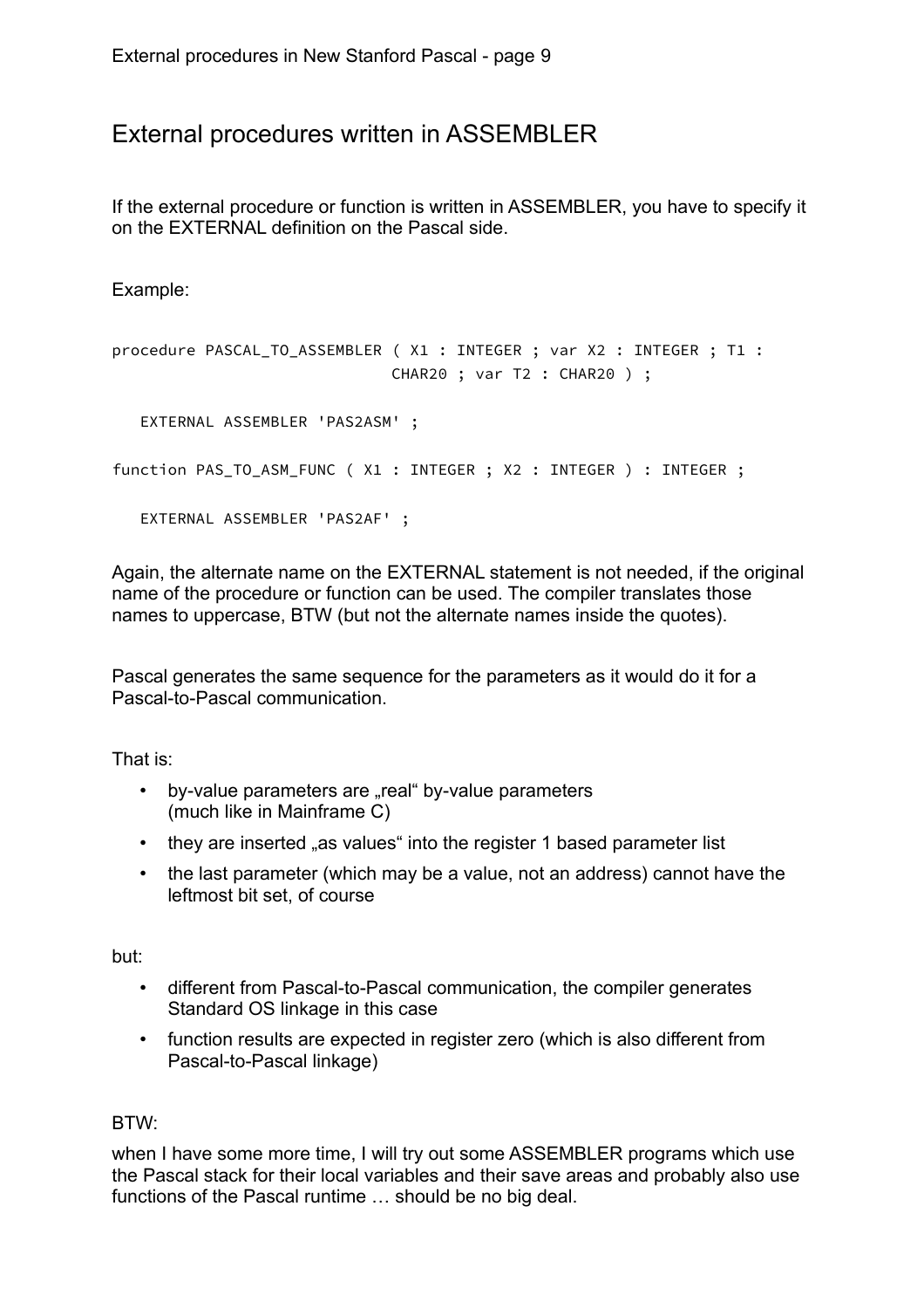# External procedures written in ASSEMBLER

If the external procedure or function is written in ASSEMBLER, you have to specify it on the EXTERNAL definition on the Pascal side.

Example:

```
procedure PASCAL_TO_ASSEMBLER ( X1 : INTEGER ; var X2 : INTEGER ; T1 :
                                CHAR20 ; var T2 : CHAR20 ) ;

   EXTERNAL ASSEMBLER 'PAS2ASM' ;

function PAS_TO_ASM_FUNC ( X1 : INTEGER ; X2 : INTEGER ) : INTEGER ;

   EXTERNAL ASSEMBLER 'PAS2AF' ;
```

Again, the alternate name on the EXTERNAL statement is not needed, if the original name of the procedure or function can be used. The compiler translates those names to uppercase, BTW (but not the alternate names inside the quotes).

Pascal generates the same sequence for the parameters as it would do it for a Pascal-to-Pascal communication.

That is:

- by-value parameters are „real“ by-value parameters (much like in Mainframe C)
- they are inserted „as values“ into the register 1 based parameter list
- the last parameter (which may be a value, not an address) cannot have the leftmost bit set, of course

but:

- different from Pascal-to-Pascal communication, the compiler generates Standard OS linkage in this case
- function results are expected in register zero (which is also different from Pascal-to-Pascal linkage)

BTW:

when I have some more time, I will try out some ASSEMBLER programs which use the Pascal stack for their local variables and their save areas and probably also use functions of the Pascal runtime … should be no big deal.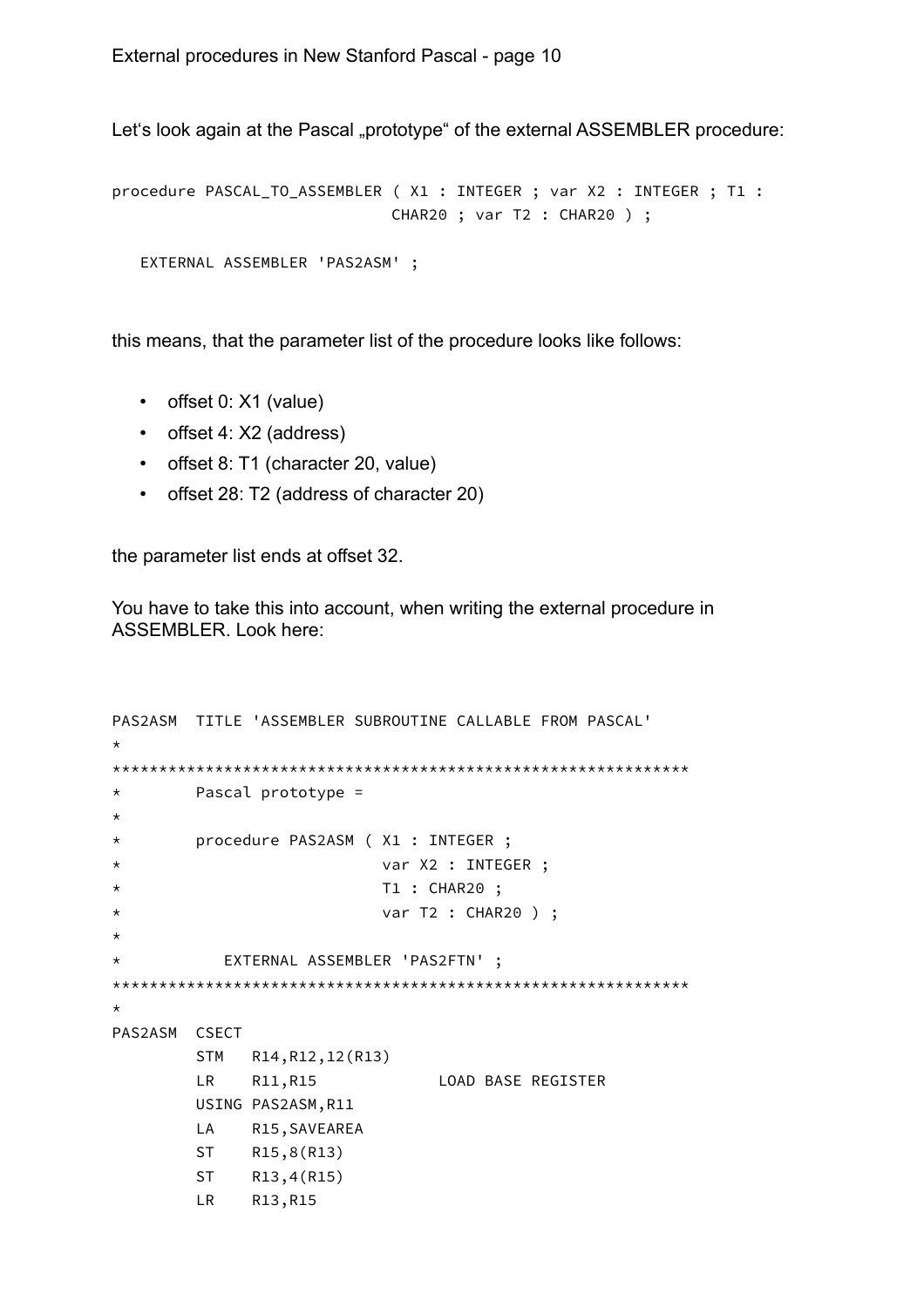Let‘s look again at the Pascal „prototype“ of the external ASSEMBLER procedure:

```
procedure PASCAL_TO_ASSEMBLER ( X1 : INTEGER ; var X2 : INTEGER ; T1 :
                              CHAR20 ; var T2 : CHAR20 ) ;

   EXTERNAL ASSEMBLER 'PAS2ASM' ;
```

this means, that the parameter list of the procedure looks like follows:

- offset 0: X1 (value)
- offset 4: X2 (address)
- offset 8: T1 (character 20, value)
- offset 28: T2 (address of character 20)

the parameter list ends at offset 32.

You have to take this into account, when writing the external procedure in ASSEMBLER. Look here:

```
PAS2ASM  TITLE 'ASSEMBLER SUBROUTINE CALLABLE FROM PASCAL'
*
*************************************************************
*        Pascal prototype =
*
*        procedure PAS2ASM ( X1 : INTEGER ;
*                            var X2 : INTEGER ;
*                            T1 : CHAR20 ;
*                            var T2 : CHAR20 ) ;
*
*           EXTERNAL ASSEMBLER 'PAS2FTN' ;
*************************************************************
*
PAS2ASM  CSECT
         STM   R14,R12,12(R13)
         LR    R11,R15             LOAD BASE REGISTER
         USING PAS2ASM,R11
         LA    R15,SAVEAREA
         ST    R15,8(R13)
         ST    R13,4(R15)
         LR    R13,R15
```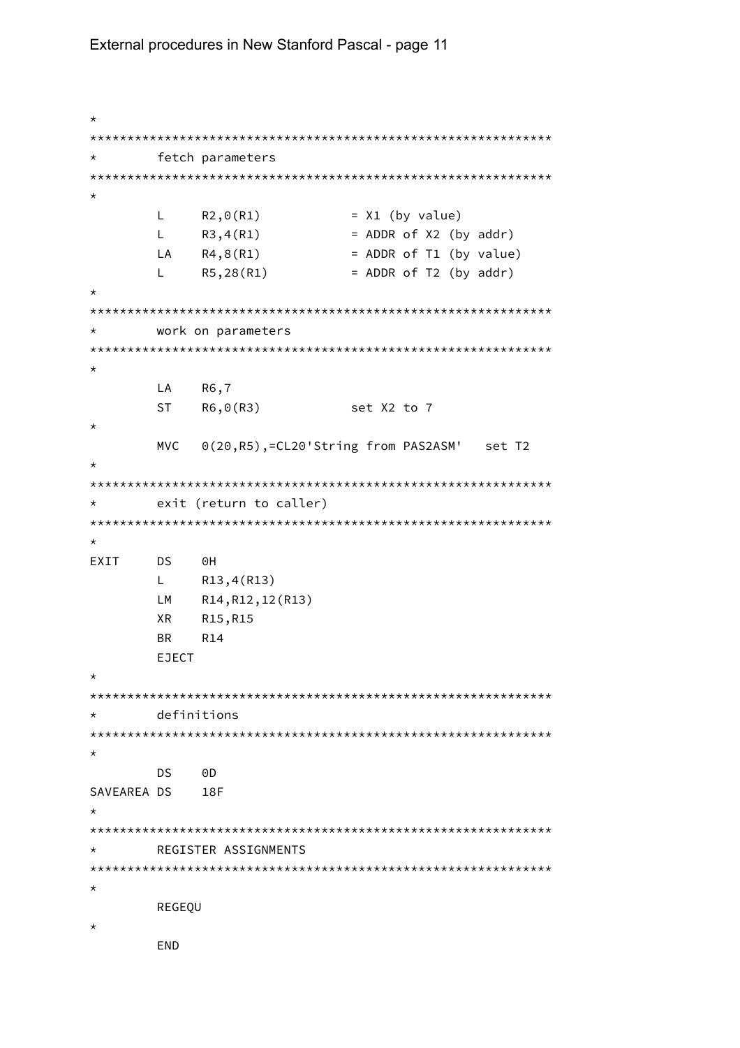```
*
***********************************************************
*         fetch parameters
***********************************************************
*
          L     R2,0(R1)          = X1 (by value)
          L     R3,4(R1)          = ADDR of X2 (by addr)
          LA    R4,8(R1)          = ADDR of T1 (by value)
          L     R5,28(R1)         = ADDR of T2 (by addr)
*
***********************************************************
*         work on parameters
***********************************************************
*
          LA    R6,7
          ST    R6,0(R3)          set X2 to 7
*
          MVC   0(20,R5),=CL20'String from PAS2ASM'   set T2
*
***********************************************************
*         exit (return to caller)
***********************************************************
*
EXIT      DS    0H
          L     R13,4(R13)
          LM    R14,R12,12(R13)
          XR    R15,R15
          BR    R14
          EJECT
*
***********************************************************
*         definitions
***********************************************************
*
          DS    0D
SAVEAREA DS     18F
*
***********************************************************
*         REGISTER ASSIGNMENTS
***********************************************************
*
          REGEQU
*
          END
```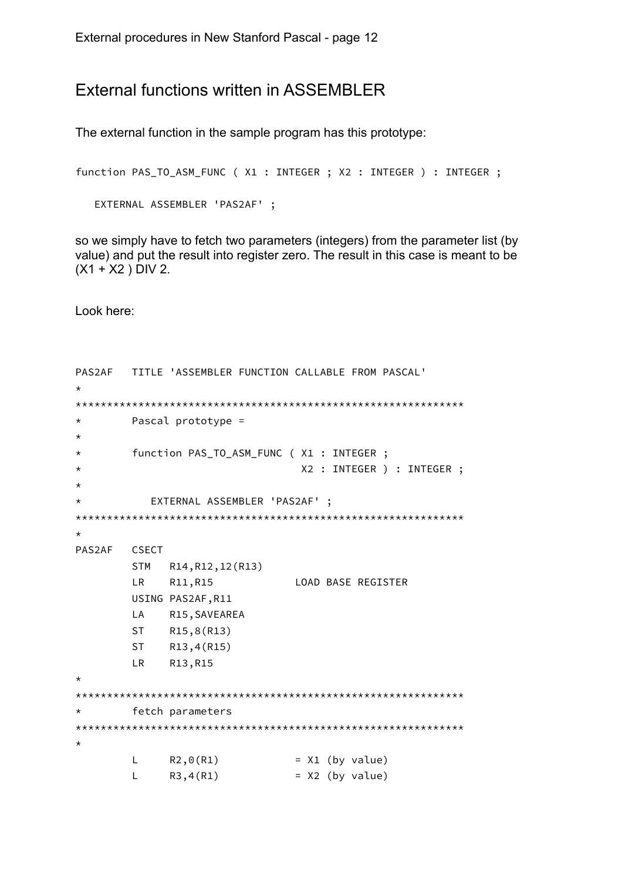## External functions written in ASSEMBLER

The external function in the sample program has this prototype:

```
function PAS_TO_ASM_FUNC ( X1 : INTEGER ; X2 : INTEGER ) : INTEGER ;

   EXTERNAL ASSEMBLER 'PAS2AF' ;
```

so we simply have to fetch two parameters (integers) from the parameter list (by value) and put the result into register zero. The result in this case is meant to be (X1 + X2 ) DIV 2.

Look here:

```
PAS2AF   TITLE 'ASSEMBLER FUNCTION CALLABLE FROM PASCAL'
*
*************************************************************
*        Pascal prototype =
*
*        function PAS_TO_ASM_FUNC ( X1 : INTEGER ;
*                                   X2 : INTEGER ) : INTEGER ;
*
*           EXTERNAL ASSEMBLER 'PAS2AF' ;
*************************************************************
*
PAS2AF   CSECT
         STM   R14,R12,12(R13)
         LR    R11,R15             LOAD BASE REGISTER
         USING PAS2AF,R11
         LA    R15,SAVEAREA
         ST    R15,8(R13)
         ST    R13,4(R15)
         LR    R13,R15
*
*************************************************************
*        fetch parameters
*************************************************************
*
         L     R2,0(R1)            = X1 (by value)
         L     R3,4(R1)            = X2 (by value)
```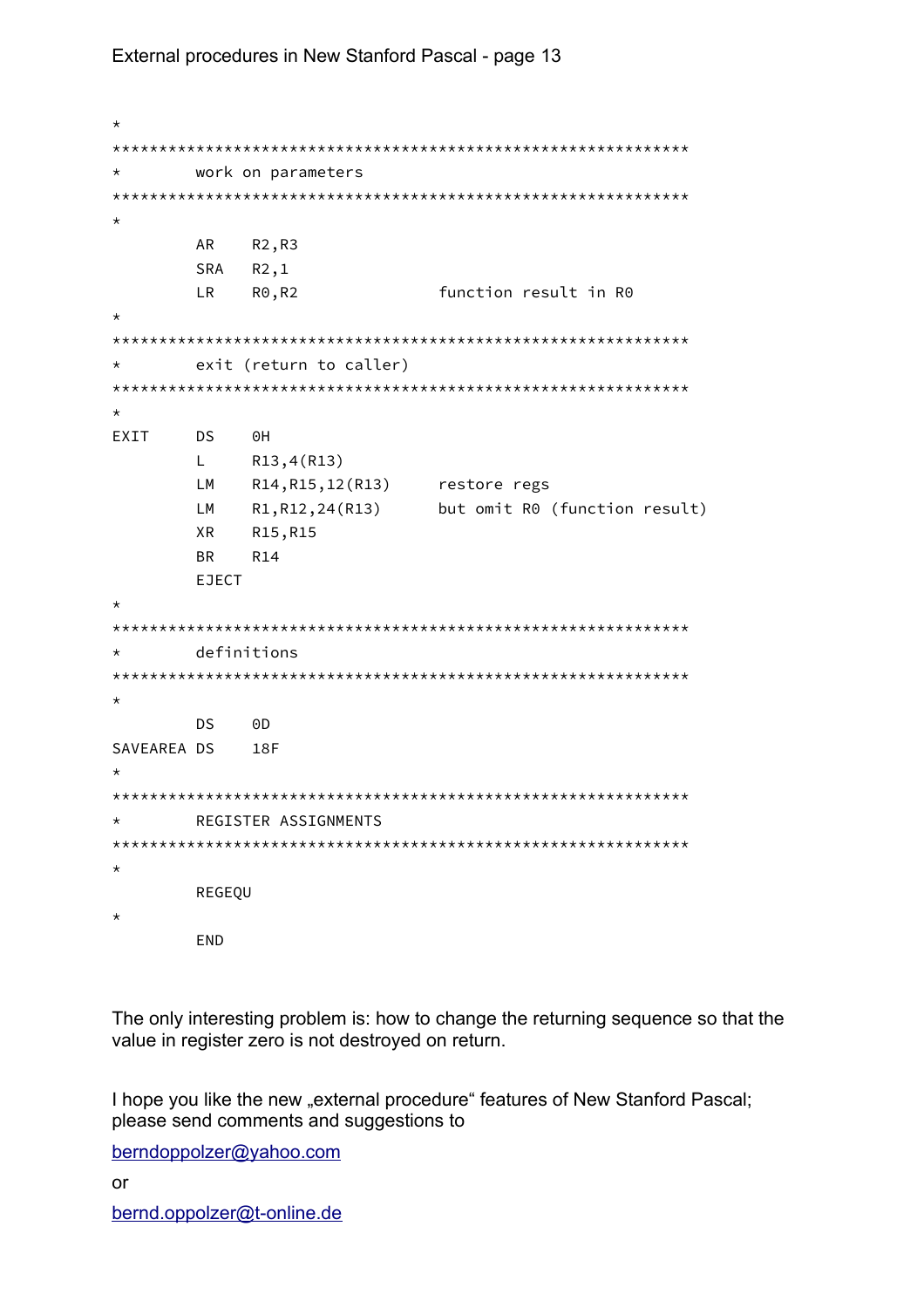```
*
***************************************************************
*        work on parameters
***************************************************************
*
         AR    R2,R3
         SRA   R2,1
         LR    R0,R2               function result in R0
*
***************************************************************
*        exit (return to caller)
***************************************************************
*
EXIT     DS    0H
         L     R13,4(R13)
         LM    R14,R15,12(R13)     restore regs
         LM    R1,R12,24(R13)      but omit R0 (function result)
         XR    R15,R15
         BR    R14
         EJECT
*
***************************************************************
*        definitions
***************************************************************
*
         DS    0D
SAVEAREA DS    18F
*
***************************************************************
*        REGISTER ASSIGNMENTS
***************************************************************
*
         REGEQU
*
         END
```

The only interesting problem is: how to change the returning sequence so that the value in register zero is not destroyed on return.

I hope you like the new „external procedure" features of New Stanford Pascal; please send comments and suggestions to

berndoppolzer@yahoo.com

or

bernd.oppolzer@t-online.de